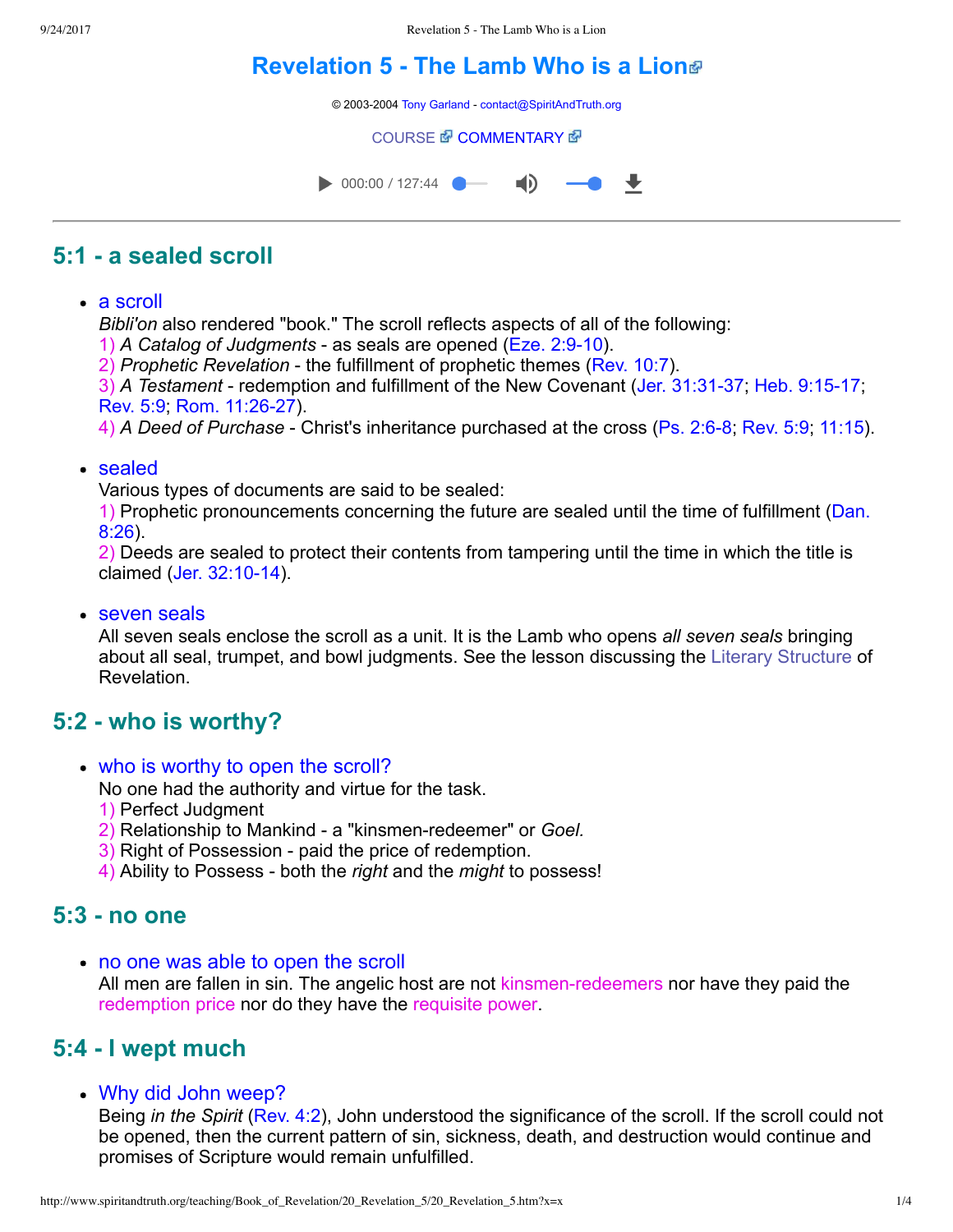# Revelation 5 - The Lamb Who is a Lion

© 2003-2004 Tony Garland - contact@SpiritAndTruth.org

COURSE COMMENTARY

000:00 / 127:44

## 5:1 - a sealed scroll

- a scroll
  *Bibli'on* also rendered "book." The scroll reflects aspects of all of the following:
  1) *A Catalog of Judgments* - as seals are opened (Eze. 2:9-10).
  2) *Prophetic Revelation* - the fulfillment of prophetic themes (Rev. 10:7).
  3) *A Testament* - redemption and fulfillment of the New Covenant (Jer. 31:31-37; Heb. 9:15-17; Rev. 5:9; Rom. 11:26-27).
  4) *A Deed of Purchase* - Christ's inheritance purchased at the cross (Ps. 2:6-8; Rev. 5:9; 11:15).

- sealed
  Various types of documents are said to be sealed:
  1) Prophetic pronouncements concerning the future are sealed until the time of fulfillment (Dan. 8:26).
  2) Deeds are sealed to protect their contents from tampering until the time in which the title is claimed (Jer. 32:10-14).

- seven seals
  All seven seals enclose the scroll as a unit. It is the Lamb who opens *all seven seals* bringing about all seal, trumpet, and bowl judgments. See the lesson discussing the Literary Structure of Revelation.

## 5:2 - who is worthy?

- who is worthy to open the scroll?
  No one had the authority and virtue for the task.
  1) Perfect Judgment
  2) Relationship to Mankind - a "kinsmen-redeemer" or *Goel.*
  3) Right of Possession - paid the price of redemption.
  4) Ability to Possess - both the *right* and the *might* to possess!

## 5:3 - no one

- no one was able to open the scroll
  All men are fallen in sin. The angelic host are not kinsmen-redeemers nor have they paid the redemption price nor do they have the requisite power.

## 5:4 - I wept much

- Why did John weep?
  Being *in the Spirit* (Rev. 4:2), John understood the significance of the scroll. If the scroll could not be opened, then the current pattern of sin, sickness, death, and destruction would continue and promises of Scripture would remain unfulfilled.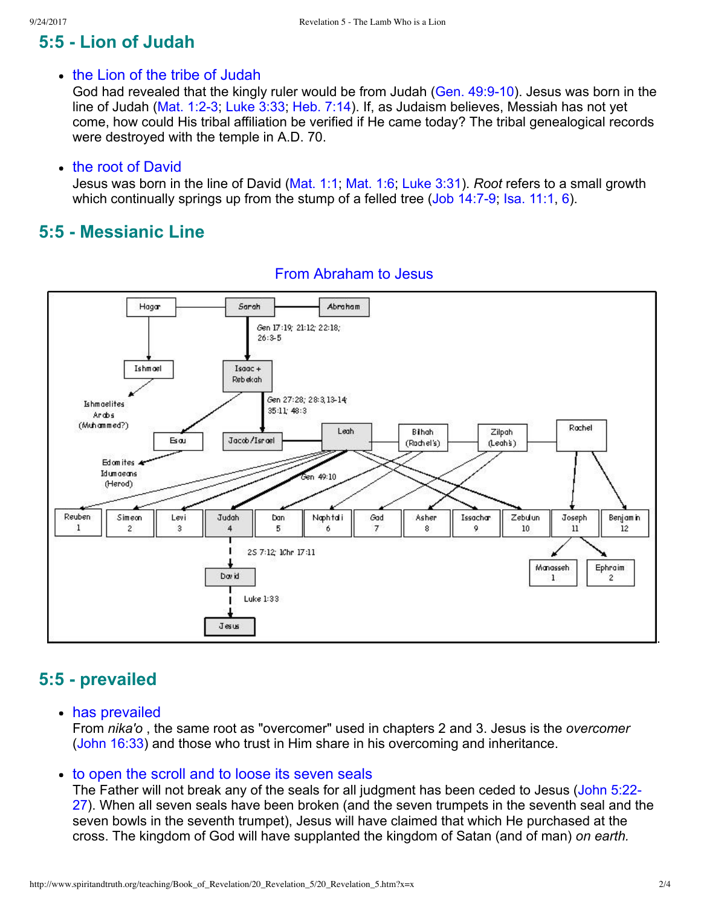## 5:5 - Lion of Judah

- the Lion of the tribe of Judah
  God had revealed that the kingly ruler would be from Judah (Gen. 49:9-10). Jesus was born in the line of Judah (Mat. 1:2-3; Luke 3:33; Heb. 7:14). If, as Judaism believes, Messiah has not yet come, how could His tribal affiliation be verified if He came today? The tribal genealogical records were destroyed with the temple in A.D. 70.

- the root of David
  Jesus was born in the line of David (Mat. 1:1; Mat. 1:6; Luke 3:31). *Root* refers to a small growth which continually springs up from the stump of a felled tree (Job 14:7-9; Isa. 11:1, 6).

## 5:5 - Messianic Line

From Abraham to Jesus

Hagar — Sarah — Abraham

Gen 17:19; 21:12; 22:18; 26:3-5

Ishmael → Ishmaelites Arabs (Muhammed?)

Isaac + Rebekah

Gen 27:28; 28:3,13-14; 35:11; 48:3

Esau → Edomites Idumaeans (Herod)

Jacob/Israel — Leah — Bilhah (Rachel's) — Zilpah (Leah's) — Rachel

Gen 49:10

| Reuben 1 | Simeon 2 | Levi 3 | Judah 4 | Dan 5 | Naphtali 6 | Gad 7 | Asher 8 | Issachar 9 | Zebulun 10 | Joseph 11 | Benjamin 12 |
|---|---|---|---|---|---|---|---|---|---|---|---|

Joseph → Manasseh 1, Ephraim 2

Judah → 2S 7:12; 1Chr 17:11 → David → Luke 1:33 → Jesus

## 5:5 - prevailed

- has prevailed
  From *nika'o* , the same root as "overcomer" used in chapters 2 and 3. Jesus is the *overcomer* (John 16:33) and those who trust in Him share in his overcoming and inheritance.

- to open the scroll and to loose its seven seals
  The Father will not break any of the seals for all judgment has been ceded to Jesus (John 5:22-27). When all seven seals have been broken (and the seven trumpets in the seventh seal and the seven bowls in the seventh trumpet), Jesus will have claimed that which He purchased at the cross. The kingdom of God will have supplanted the kingdom of Satan (and of man) *on earth.*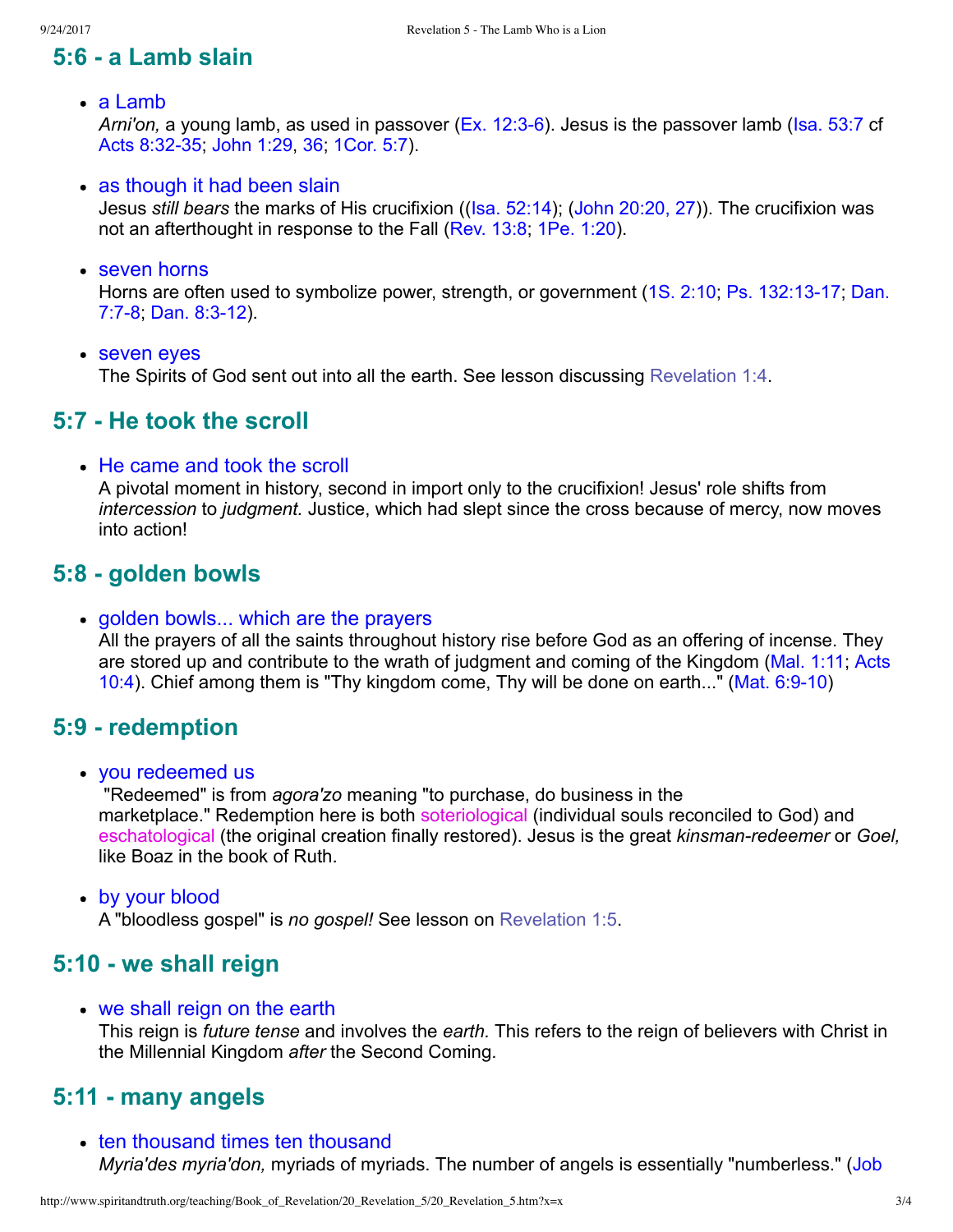## 5:6 - a Lamb slain

- a Lamb
  *Arni'on,* a young lamb, as used in passover (Ex. 12:3-6). Jesus is the passover lamb (Isa. 53:7 cf Acts 8:32-35; John 1:29, 36; 1Cor. 5:7).

- as though it had been slain
  Jesus *still bears* the marks of His crucifixion ((Isa. 52:14); (John 20:20, 27)). The crucifixion was not an afterthought in response to the Fall (Rev. 13:8; 1Pe. 1:20).

- seven horns
  Horns are often used to symbolize power, strength, or government (1S. 2:10; Ps. 132:13-17; Dan. 7:7-8; Dan. 8:3-12).

- seven eyes
  The Spirits of God sent out into all the earth. See lesson discussing Revelation 1:4.

## 5:7 - He took the scroll

- He came and took the scroll
  A pivotal moment in history, second in import only to the crucifixion! Jesus' role shifts from *intercession* to *judgment.* Justice, which had slept since the cross because of mercy, now moves into action!

## 5:8 - golden bowls

- golden bowls... which are the prayers
  All the prayers of all the saints throughout history rise before God as an offering of incense. They are stored up and contribute to the wrath of judgment and coming of the Kingdom (Mal. 1:11; Acts 10:4). Chief among them is "Thy kingdom come, Thy will be done on earth..." (Mat. 6:9-10)

## 5:9 - redemption

- you redeemed us
  "Redeemed" is from *agora'zo* meaning "to purchase, do business in the marketplace." Redemption here is both soteriological (individual souls reconciled to God) and eschatological (the original creation finally restored). Jesus is the great *kinsman-redeemer* or *Goel,* like Boaz in the book of Ruth.

- by your blood
  A "bloodless gospel" is *no gospel!* See lesson on Revelation 1:5.

## 5:10 - we shall reign

- we shall reign on the earth
  This reign is *future tense* and involves the *earth.* This refers to the reign of believers with Christ in the Millennial Kingdom *after* the Second Coming.

## 5:11 - many angels

- ten thousand times ten thousand
  *Myria'des myria'don,* myriads of myriads. The number of angels is essentially "numberless." (Job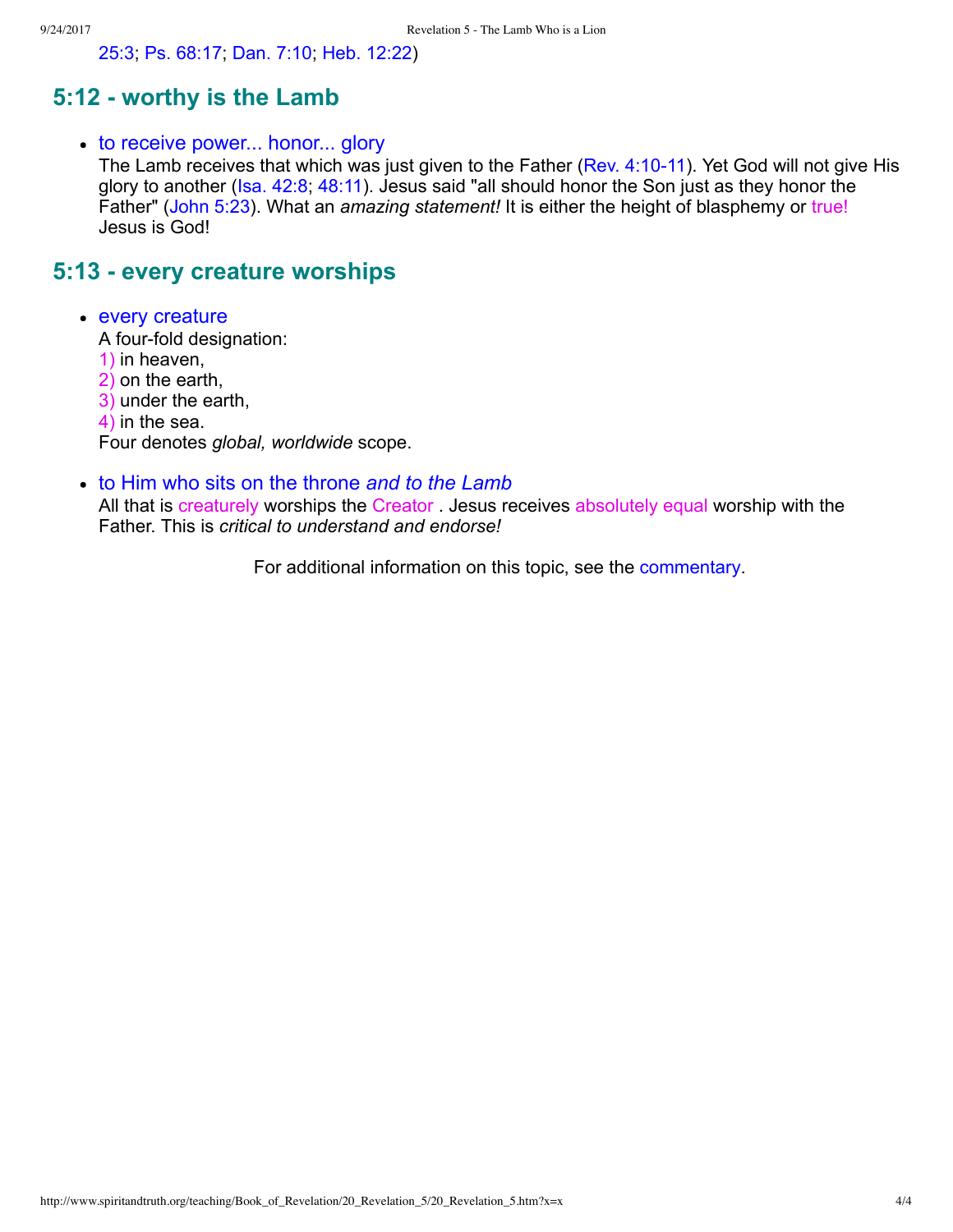25:3; Ps. 68:17; Dan. 7:10; Heb. 12:22)

## 5:12 - worthy is the Lamb

- to receive power... honor... glory
  The Lamb receives that which was just given to the Father (Rev. 4:10-11). Yet God will not give His glory to another (Isa. 42:8; 48:11). Jesus said "all should honor the Son just as they honor the Father" (John 5:23). What an *amazing statement!* It is either the height of blasphemy or true! Jesus is God!

## 5:13 - every creature worships

- every creature
  A four-fold designation:
  1) in heaven,
  2) on the earth,
  3) under the earth,
  4) in the sea.
  Four denotes *global, worldwide* scope.

- to Him who sits on the throne *and to the Lamb*
  All that is creaturely worships the Creator . Jesus receives absolutely equal worship with the Father. This is *critical to understand and endorse!*

For additional information on this topic, see the commentary.